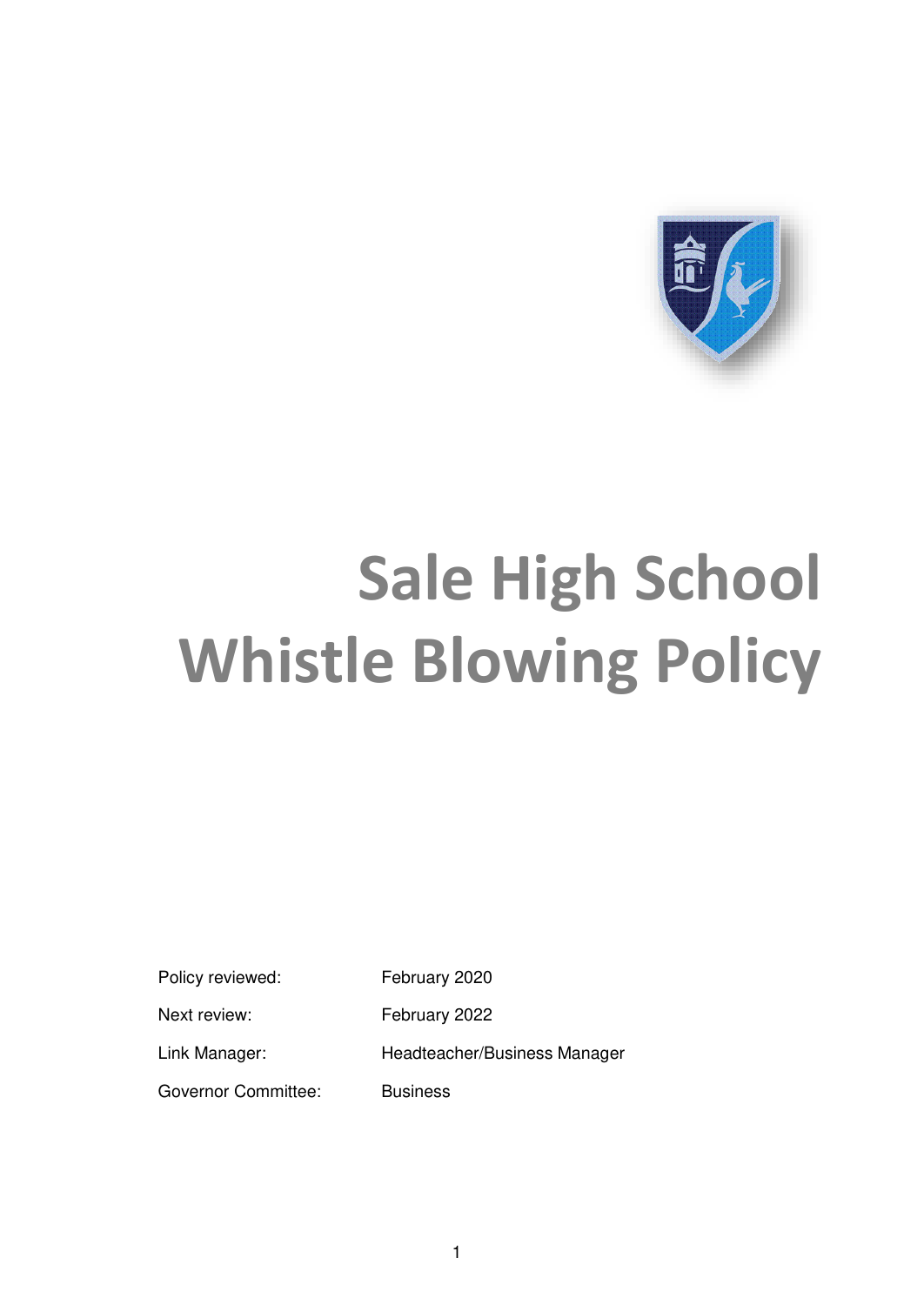# Sale High School Whistle Blowing Policy

| | |
|---|---|
| Policy reviewed: | February 2020 |
| Next review: | February 2022 |
| Link Manager: | Headteacher/Business Manager |
| Governor Committee: | Business |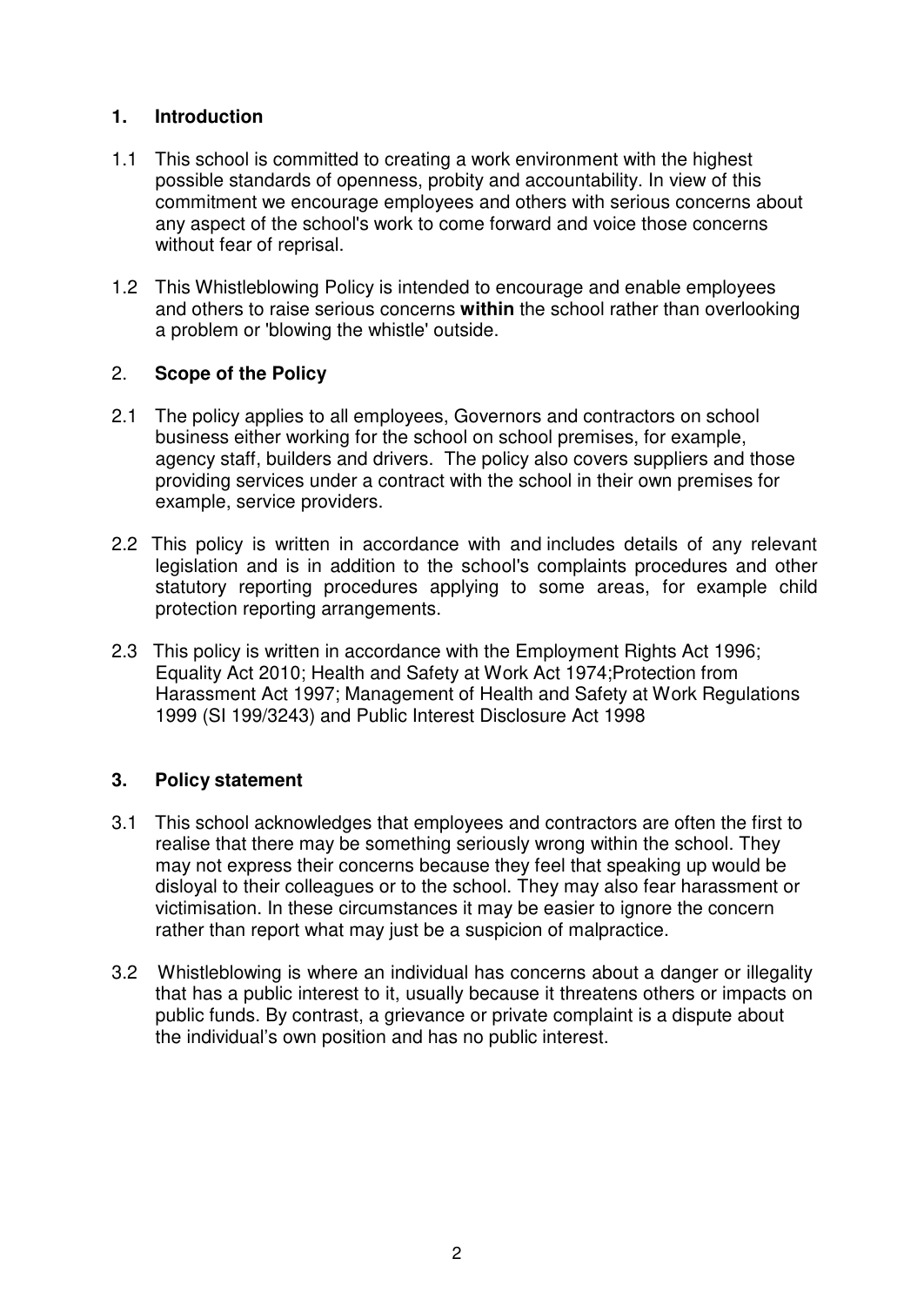## 1. Introduction

1.1 This school is committed to creating a work environment with the highest possible standards of openness, probity and accountability. In view of this commitment we encourage employees and others with serious concerns about any aspect of the school's work to come forward and voice those concerns without fear of reprisal.

1.2 This Whistleblowing Policy is intended to encourage and enable employees and others to raise serious concerns **within** the school rather than overlooking a problem or 'blowing the whistle' outside.

## 2. Scope of the Policy

2.1 The policy applies to all employees, Governors and contractors on school business either working for the school on school premises, for example, agency staff, builders and drivers. The policy also covers suppliers and those providing services under a contract with the school in their own premises for example, service providers.

2.2 This policy is written in accordance with and includes details of any relevant legislation and is in addition to the school's complaints procedures and other statutory reporting procedures applying to some areas, for example child protection reporting arrangements.

2.3 This policy is written in accordance with the Employment Rights Act 1996; Equality Act 2010; Health and Safety at Work Act 1974;Protection from Harassment Act 1997; Management of Health and Safety at Work Regulations 1999 (SI 199/3243) and Public Interest Disclosure Act 1998

## 3. Policy statement

3.1 This school acknowledges that employees and contractors are often the first to realise that there may be something seriously wrong within the school. They may not express their concerns because they feel that speaking up would be disloyal to their colleagues or to the school. They may also fear harassment or victimisation. In these circumstances it may be easier to ignore the concern rather than report what may just be a suspicion of malpractice.

3.2 Whistleblowing is where an individual has concerns about a danger or illegality that has a public interest to it, usually because it threatens others or impacts on public funds. By contrast, a grievance or private complaint is a dispute about the individual's own position and has no public interest.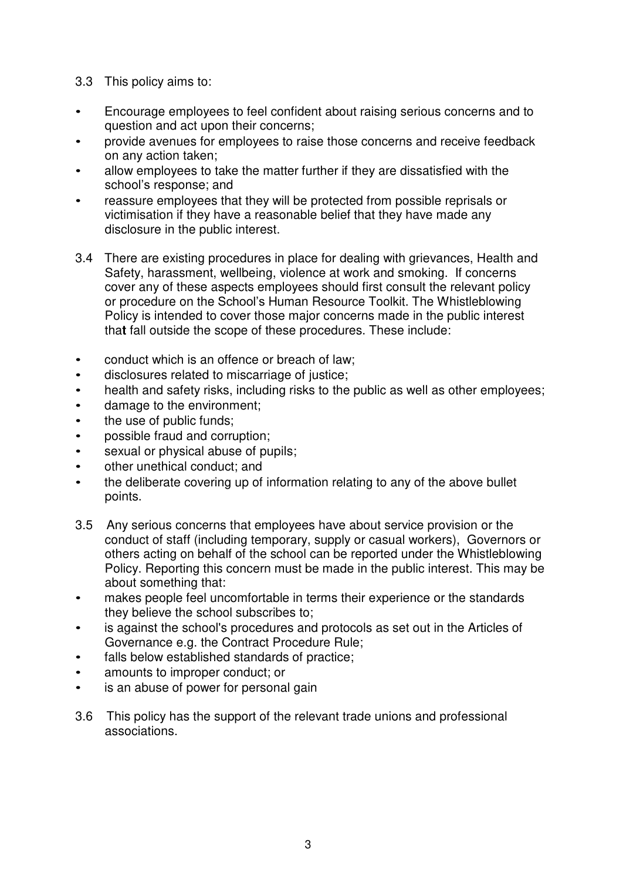3.3 This policy aims to:

- Encourage employees to feel confident about raising serious concerns and to question and act upon their concerns;
- provide avenues for employees to raise those concerns and receive feedback on any action taken;
- allow employees to take the matter further if they are dissatisfied with the school's response; and
- reassure employees that they will be protected from possible reprisals or victimisation if they have a reasonable belief that they have made any disclosure in the public interest.

3.4 There are existing procedures in place for dealing with grievances, Health and Safety, harassment, wellbeing, violence at work and smoking. If concerns cover any of these aspects employees should first consult the relevant policy or procedure on the School's Human Resource Toolkit. The Whistleblowing Policy is intended to cover those major concerns made in the public interest that fall outside the scope of these procedures. These include:

- conduct which is an offence or breach of law;
- disclosures related to miscarriage of justice;
- health and safety risks, including risks to the public as well as other employees;
- damage to the environment;
- the use of public funds;
- possible fraud and corruption;
- sexual or physical abuse of pupils;
- other unethical conduct; and
- the deliberate covering up of information relating to any of the above bullet points.

3.5 Any serious concerns that employees have about service provision or the conduct of staff (including temporary, supply or casual workers), Governors or others acting on behalf of the school can be reported under the Whistleblowing Policy. Reporting this concern must be made in the public interest. This may be about something that:

- makes people feel uncomfortable in terms their experience or the standards they believe the school subscribes to;
- is against the school's procedures and protocols as set out in the Articles of Governance e.g. the Contract Procedure Rule;
- falls below established standards of practice;
- amounts to improper conduct; or
- is an abuse of power for personal gain

3.6 This policy has the support of the relevant trade unions and professional associations.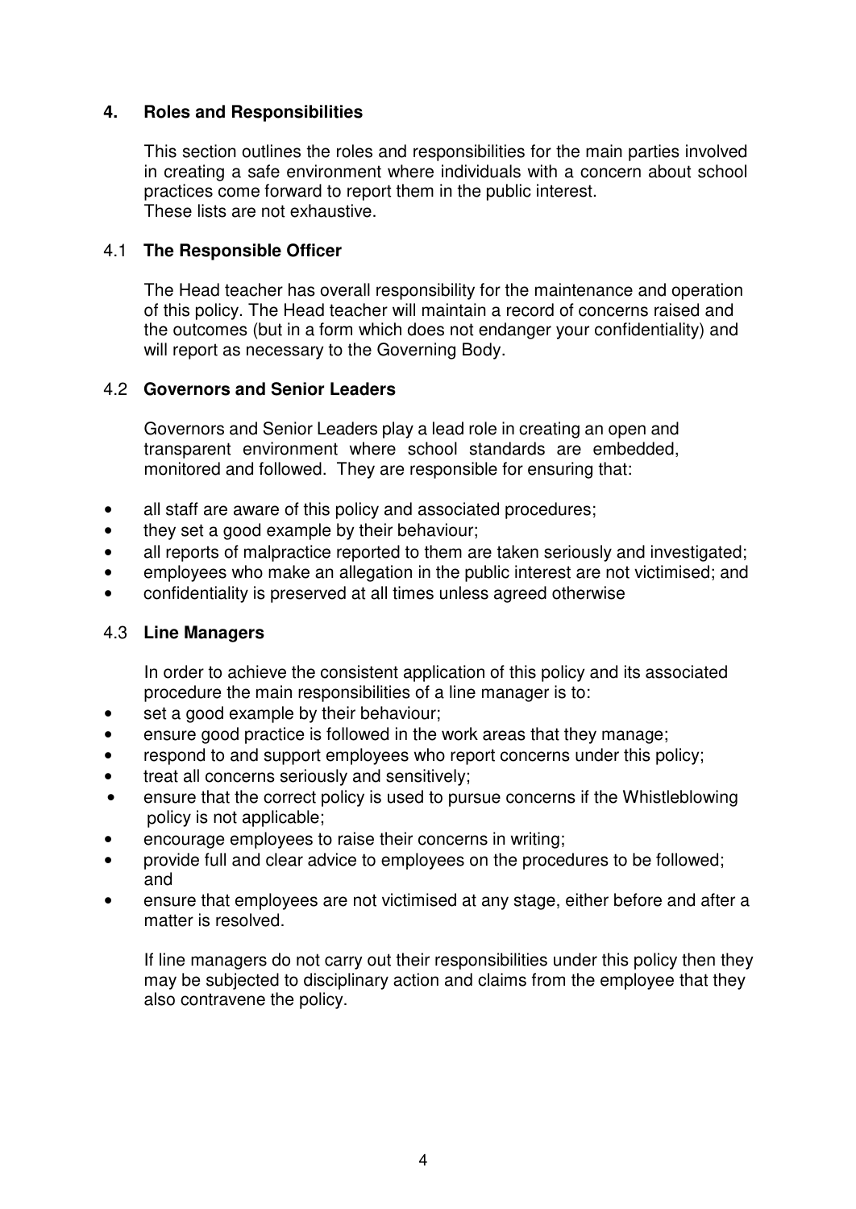## 4. Roles and Responsibilities

This section outlines the roles and responsibilities for the main parties involved in creating a safe environment where individuals with a concern about school practices come forward to report them in the public interest.
These lists are not exhaustive.

### 4.1 The Responsible Officer

The Head teacher has overall responsibility for the maintenance and operation of this policy. The Head teacher will maintain a record of concerns raised and the outcomes (but in a form which does not endanger your confidentiality) and will report as necessary to the Governing Body.

### 4.2 Governors and Senior Leaders

Governors and Senior Leaders play a lead role in creating an open and transparent environment where school standards are embedded, monitored and followed. They are responsible for ensuring that:

- all staff are aware of this policy and associated procedures;
- they set a good example by their behaviour;
- all reports of malpractice reported to them are taken seriously and investigated;
- employees who make an allegation in the public interest are not victimised; and
- confidentiality is preserved at all times unless agreed otherwise

### 4.3 Line Managers

In order to achieve the consistent application of this policy and its associated procedure the main responsibilities of a line manager is to:

- set a good example by their behaviour;
- ensure good practice is followed in the work areas that they manage;
- respond to and support employees who report concerns under this policy;
- treat all concerns seriously and sensitively;
- ensure that the correct policy is used to pursue concerns if the Whistleblowing policy is not applicable;
- encourage employees to raise their concerns in writing;
- provide full and clear advice to employees on the procedures to be followed; and
- ensure that employees are not victimised at any stage, either before and after a matter is resolved.

If line managers do not carry out their responsibilities under this policy then they may be subjected to disciplinary action and claims from the employee that they also contravene the policy.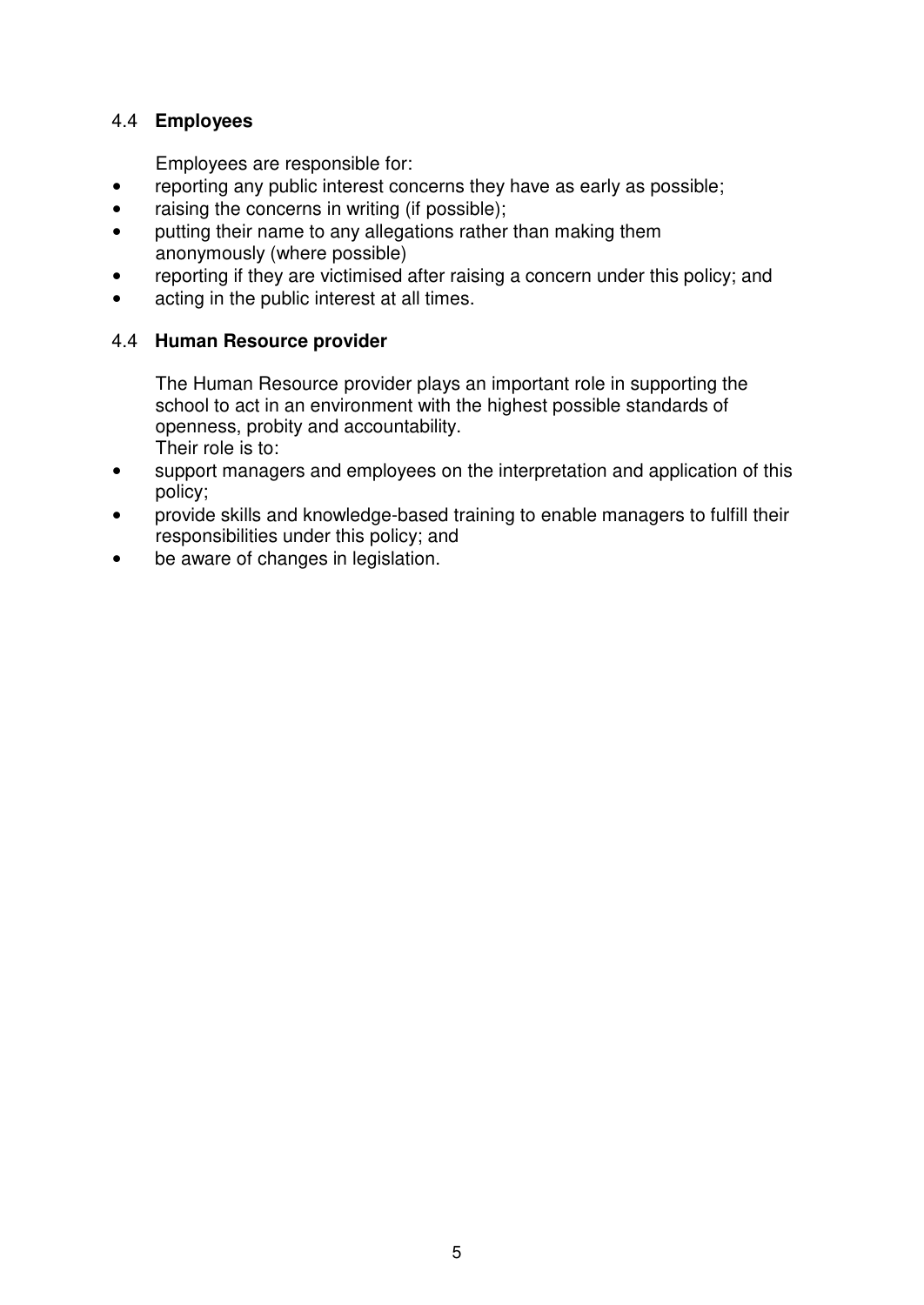### 4.4 **Employees**

Employees are responsible for:

- reporting any public interest concerns they have as early as possible;
- raising the concerns in writing (if possible);
- putting their name to any allegations rather than making them anonymously (where possible)
- reporting if they are victimised after raising a concern under this policy; and
- acting in the public interest at all times.

### 4.4 **Human Resource provider**

The Human Resource provider plays an important role in supporting the school to act in an environment with the highest possible standards of openness, probity and accountability.
Their role is to:

- support managers and employees on the interpretation and application of this policy;
- provide skills and knowledge-based training to enable managers to fulfill their responsibilities under this policy; and
- be aware of changes in legislation.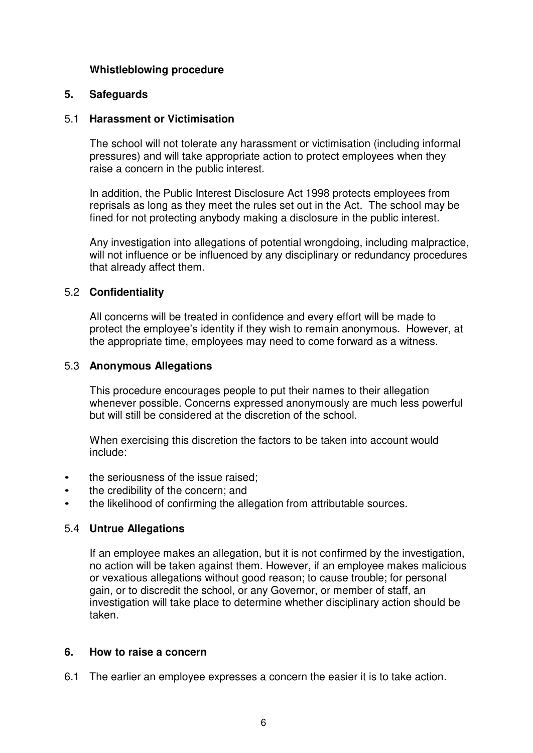**Whistleblowing procedure**

## 5. Safeguards

### 5.1 Harassment or Victimisation

The school will not tolerate any harassment or victimisation (including informal pressures) and will take appropriate action to protect employees when they raise a concern in the public interest.

In addition, the Public Interest Disclosure Act 1998 protects employees from reprisals as long as they meet the rules set out in the Act. The school may be fined for not protecting anybody making a disclosure in the public interest.

Any investigation into allegations of potential wrongdoing, including malpractice, will not influence or be influenced by any disciplinary or redundancy procedures that already affect them.

### 5.2 Confidentiality

All concerns will be treated in confidence and every effort will be made to protect the employee's identity if they wish to remain anonymous. However, at the appropriate time, employees may need to come forward as a witness.

### 5.3 Anonymous Allegations

This procedure encourages people to put their names to their allegation whenever possible. Concerns expressed anonymously are much less powerful but will still be considered at the discretion of the school.

When exercising this discretion the factors to be taken into account would include:

- the seriousness of the issue raised;
- the credibility of the concern; and
- the likelihood of confirming the allegation from attributable sources.

### 5.4 Untrue Allegations

If an employee makes an allegation, but it is not confirmed by the investigation, no action will be taken against them. However, if an employee makes malicious or vexatious allegations without good reason; to cause trouble; for personal gain, or to discredit the school, or any Governor, or member of staff, an investigation will take place to determine whether disciplinary action should be taken.

## 6. How to raise a concern

6.1 The earlier an employee expresses a concern the easier it is to take action.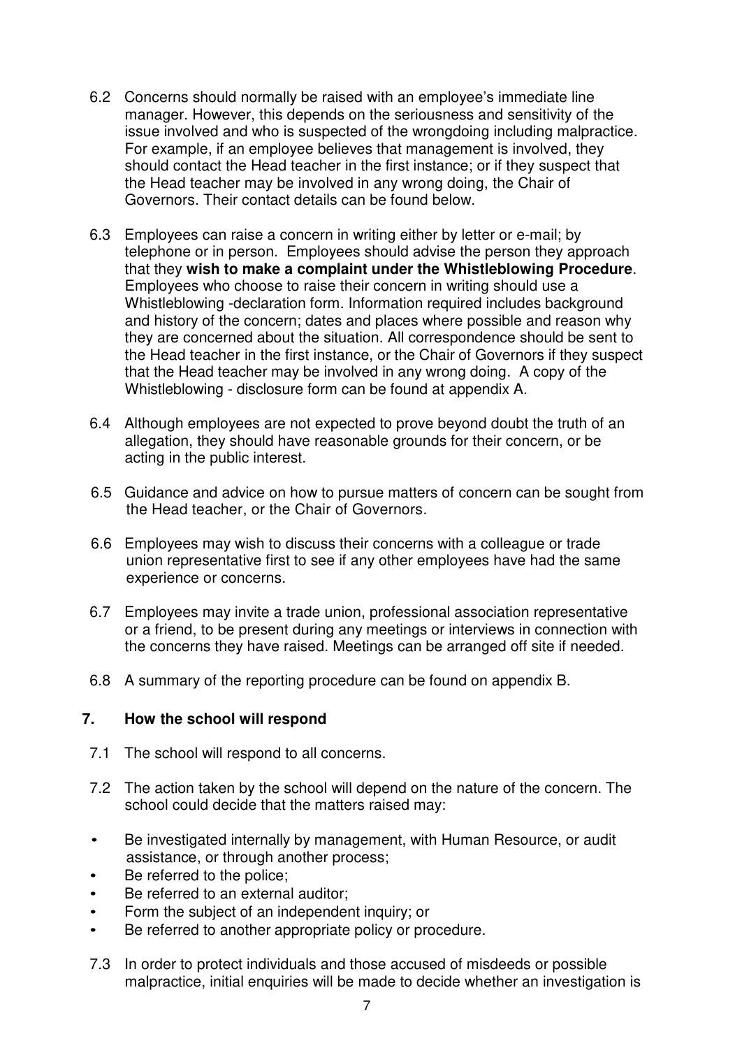6.2 Concerns should normally be raised with an employee's immediate line manager. However, this depends on the seriousness and sensitivity of the issue involved and who is suspected of the wrongdoing including malpractice. For example, if an employee believes that management is involved, they should contact the Head teacher in the first instance; or if they suspect that the Head teacher may be involved in any wrong doing, the Chair of Governors. Their contact details can be found below.

6.3 Employees can raise a concern in writing either by letter or e-mail; by telephone or in person. Employees should advise the person they approach that they **wish to make a complaint under the Whistleblowing Procedure**. Employees who choose to raise their concern in writing should use a Whistleblowing -declaration form. Information required includes background and history of the concern; dates and places where possible and reason why they are concerned about the situation. All correspondence should be sent to the Head teacher in the first instance, or the Chair of Governors if they suspect that the Head teacher may be involved in any wrong doing. A copy of the Whistleblowing - disclosure form can be found at appendix A.

6.4 Although employees are not expected to prove beyond doubt the truth of an allegation, they should have reasonable grounds for their concern, or be acting in the public interest.

6.5 Guidance and advice on how to pursue matters of concern can be sought from the Head teacher, or the Chair of Governors.

6.6 Employees may wish to discuss their concerns with a colleague or trade union representative first to see if any other employees have had the same experience or concerns.

6.7 Employees may invite a trade union, professional association representative or a friend, to be present during any meetings or interviews in connection with the concerns they have raised. Meetings can be arranged off site if needed.

6.8 A summary of the reporting procedure can be found on appendix B.

## 7. How the school will respond

7.1 The school will respond to all concerns.

7.2 The action taken by the school will depend on the nature of the concern. The school could decide that the matters raised may:

- Be investigated internally by management, with Human Resource, or audit assistance, or through another process;
- Be referred to the police;
- Be referred to an external auditor;
- Form the subject of an independent inquiry; or
- Be referred to another appropriate policy or procedure.

7.3 In order to protect individuals and those accused of misdeeds or possible malpractice, initial enquiries will be made to decide whether an investigation is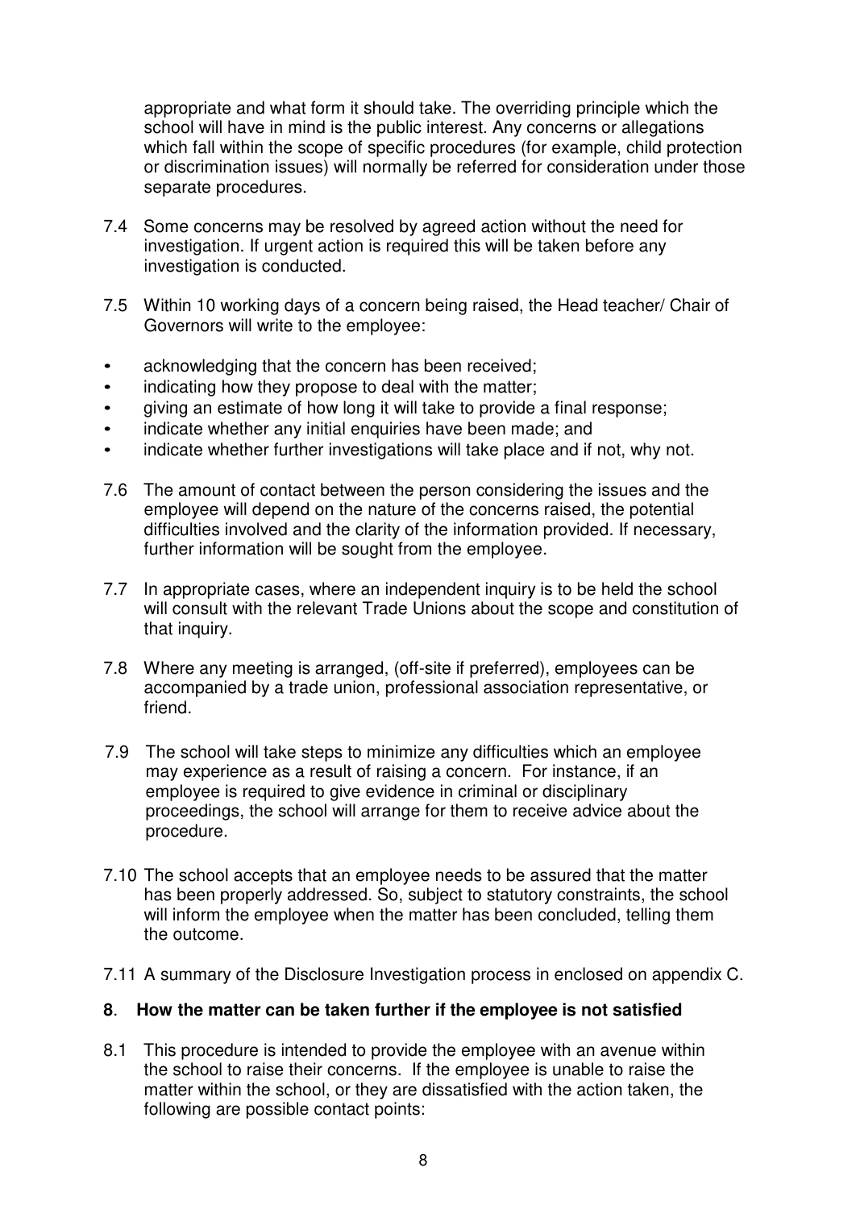appropriate and what form it should take. The overriding principle which the school will have in mind is the public interest. Any concerns or allegations which fall within the scope of specific procedures (for example, child protection or discrimination issues) will normally be referred for consideration under those separate procedures.

7.4 Some concerns may be resolved by agreed action without the need for investigation. If urgent action is required this will be taken before any investigation is conducted.

7.5 Within 10 working days of a concern being raised, the Head teacher/ Chair of Governors will write to the employee:

- acknowledging that the concern has been received;
- indicating how they propose to deal with the matter;
- giving an estimate of how long it will take to provide a final response;
- indicate whether any initial enquiries have been made; and
- indicate whether further investigations will take place and if not, why not.

7.6 The amount of contact between the person considering the issues and the employee will depend on the nature of the concerns raised, the potential difficulties involved and the clarity of the information provided. If necessary, further information will be sought from the employee.

7.7 In appropriate cases, where an independent inquiry is to be held the school will consult with the relevant Trade Unions about the scope and constitution of that inquiry.

7.8 Where any meeting is arranged, (off-site if preferred), employees can be accompanied by a trade union, professional association representative, or friend.

7.9 The school will take steps to minimize any difficulties which an employee may experience as a result of raising a concern. For instance, if an employee is required to give evidence in criminal or disciplinary proceedings, the school will arrange for them to receive advice about the procedure.

7.10 The school accepts that an employee needs to be assured that the matter has been properly addressed. So, subject to statutory constraints, the school will inform the employee when the matter has been concluded, telling them the outcome.

7.11 A summary of the Disclosure Investigation process in enclosed on appendix C.

## 8. How the matter can be taken further if the employee is not satisfied

8.1 This procedure is intended to provide the employee with an avenue within the school to raise their concerns. If the employee is unable to raise the matter within the school, or they are dissatisfied with the action taken, the following are possible contact points: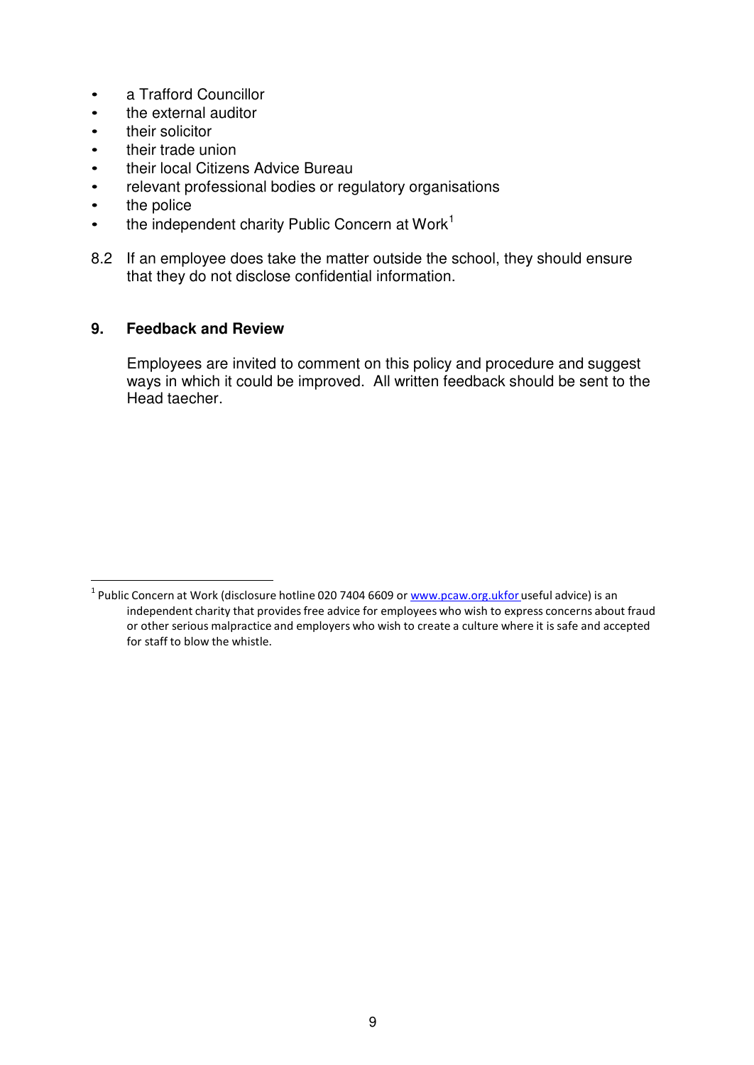- a Trafford Councillor
- the external auditor
- their solicitor
- their trade union
- their local Citizens Advice Bureau
- relevant professional bodies or regulatory organisations
- the police
- the independent charity Public Concern at Work[1]

8.2 If an employee does take the matter outside the school, they should ensure that they do not disclose confidential information.

## 9. Feedback and Review

Employees are invited to comment on this policy and procedure and suggest ways in which it could be improved. All written feedback should be sent to the Head taecher.

---

[1] Public Concern at Work (disclosure hotline 020 7404 6609 or www.pcaw.org.ukfor useful advice) is an independent charity that provides free advice for employees who wish to express concerns about fraud or other serious malpractice and employers who wish to create a culture where it is safe and accepted for staff to blow the whistle.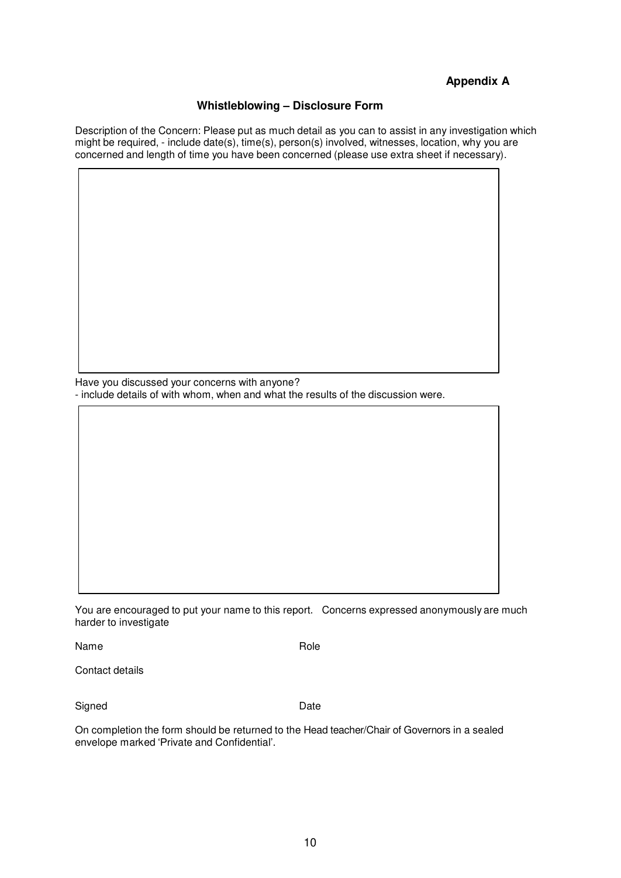**Appendix A**

## Whistleblowing – Disclosure Form

Description of the Concern: Please put as much detail as you can to assist in any investigation which might be required, - include date(s), time(s), person(s) involved, witnesses, location, why you are concerned and length of time you have been concerned (please use extra sheet if necessary).

| |
|---|
| |

Have you discussed your concerns with anyone?
- include details of with whom, when and what the results of the discussion were.

| |
|---|
| |

You are encouraged to put your name to this report. Concerns expressed anonymously are much harder to investigate

Name Role

Contact details

Signed Date

On completion the form should be returned to the Head teacher/Chair of Governors in a sealed envelope marked 'Private and Confidential'.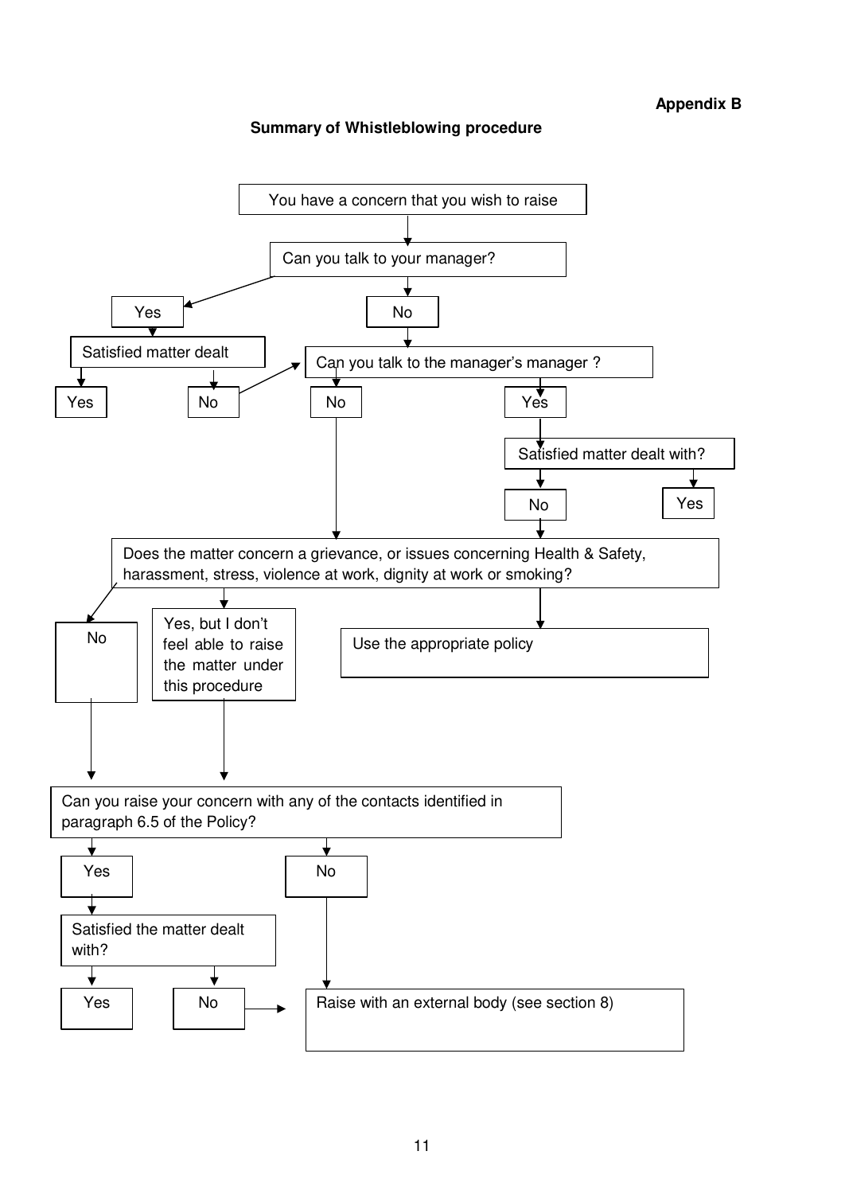**Appendix B**

## Summary of Whistleblowing procedure

You have a concern that you wish to raise

Can you talk to your manager?

- **Yes** → Satisfied matter dealt
  - Yes
  - No → Can you talk to the manager's manager ?
- **No** → Can you talk to the manager's manager ?

Can you talk to the manager's manager ?

- **No** → Does the matter concern a grievance, or issues concerning Health & Safety, harassment, stress, violence at work, dignity at work or smoking?
- **Yes** → Satisfied matter dealt with?
  - No → Does the matter concern a grievance, or issues concerning Health & Safety, harassment, stress, violence at work, dignity at work or smoking?
  - Yes

Does the matter concern a grievance, or issues concerning Health & Safety, harassment, stress, violence at work, dignity at work or smoking?

- **No** → Can you raise your concern with any of the contacts identified in paragraph 6.5 of the Policy?
- **Yes, but I don't feel able to raise the matter under this procedure** → Can you raise your concern with any of the contacts identified in paragraph 6.5 of the Policy?
- → Use the appropriate policy

Can you raise your concern with any of the contacts identified in paragraph 6.5 of the Policy?

- **Yes** → Satisfied the matter dealt with?
  - Yes
  - No → Raise with an external body (see section 8)
- **No** → Raise with an external body (see section 8)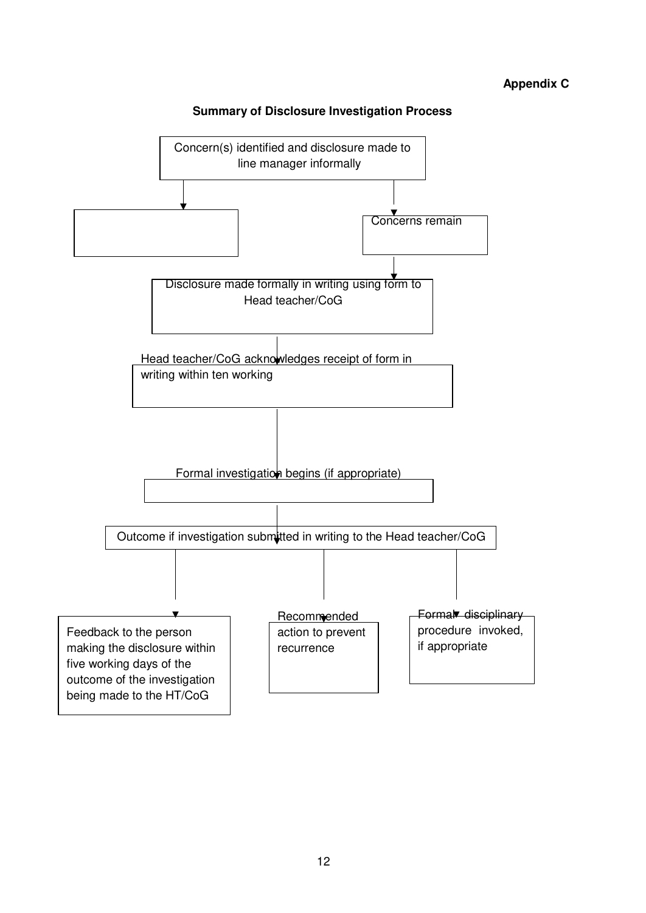**Appendix C**

**Summary of Disclosure Investigation Process**

Concern(s) identified and disclosure made to line manager informally

Concerns remain

Disclosure made formally in writing using form to Head teacher/CoG

Head teacher/CoG acknowledges receipt of form in writing within ten working

Formal investigation begins (if appropriate)

Outcome if investigation submitted in writing to the Head teacher/CoG

Feedback to the person making the disclosure within five working days of the outcome of the investigation being made to the HT/CoG

Recommended action to prevent recurrence

Formal disciplinary procedure invoked, if appropriate